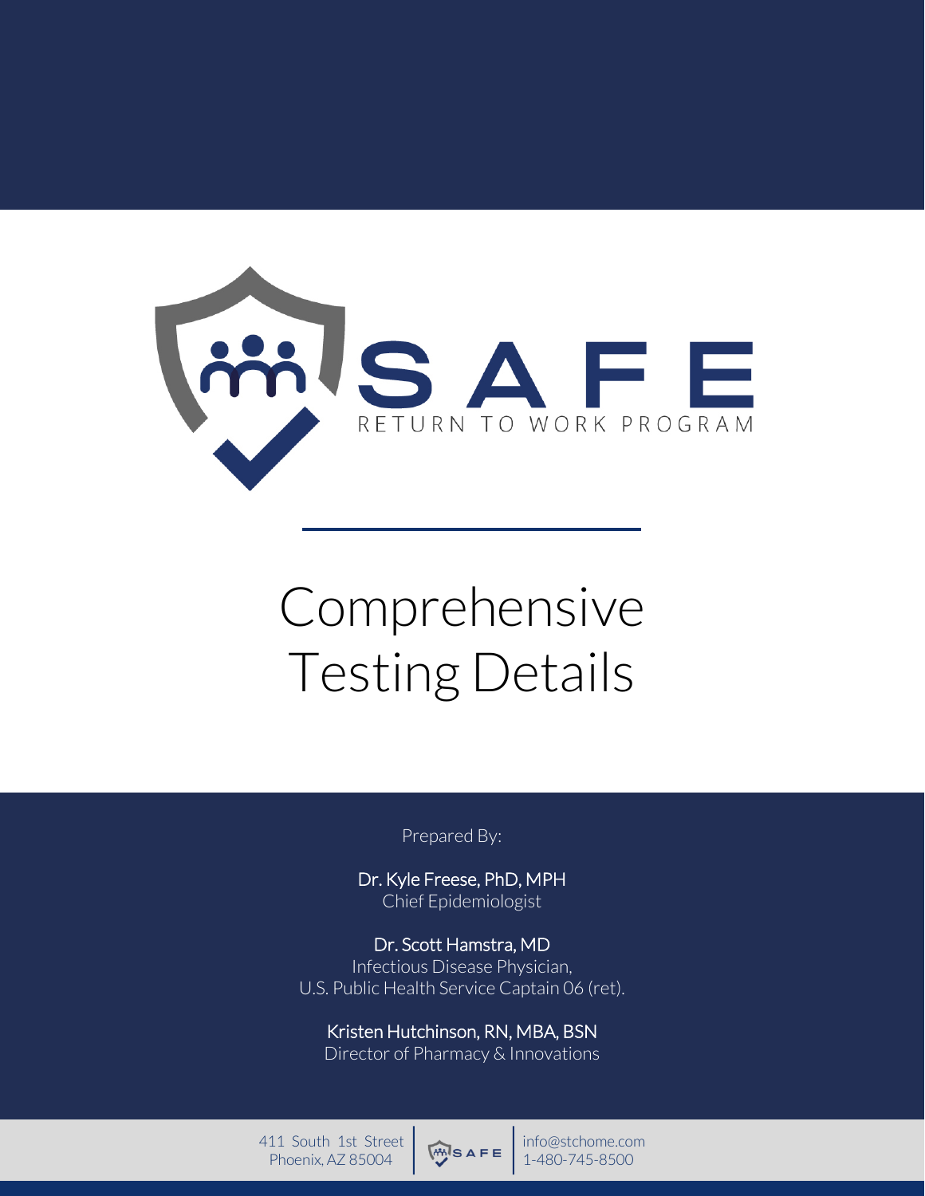# SAFE

RETURN TO WORK PROGRAM

# Comprehensive Testing Details

Prepared By:

Dr. Kyle Freese, PhD, MPH
Chief Epidemiologist

Dr. Scott Hamstra, MD
Infectious Disease Physician,
U.S. Public Health Service Captain 06 (ret).

Kristen Hutchinson, RN, MBA, BSN
Director of Pharmacy & Innovations

411 South 1st Street
Phoenix, AZ 85004

SAFE

info@stchome.com
1-480-745-8500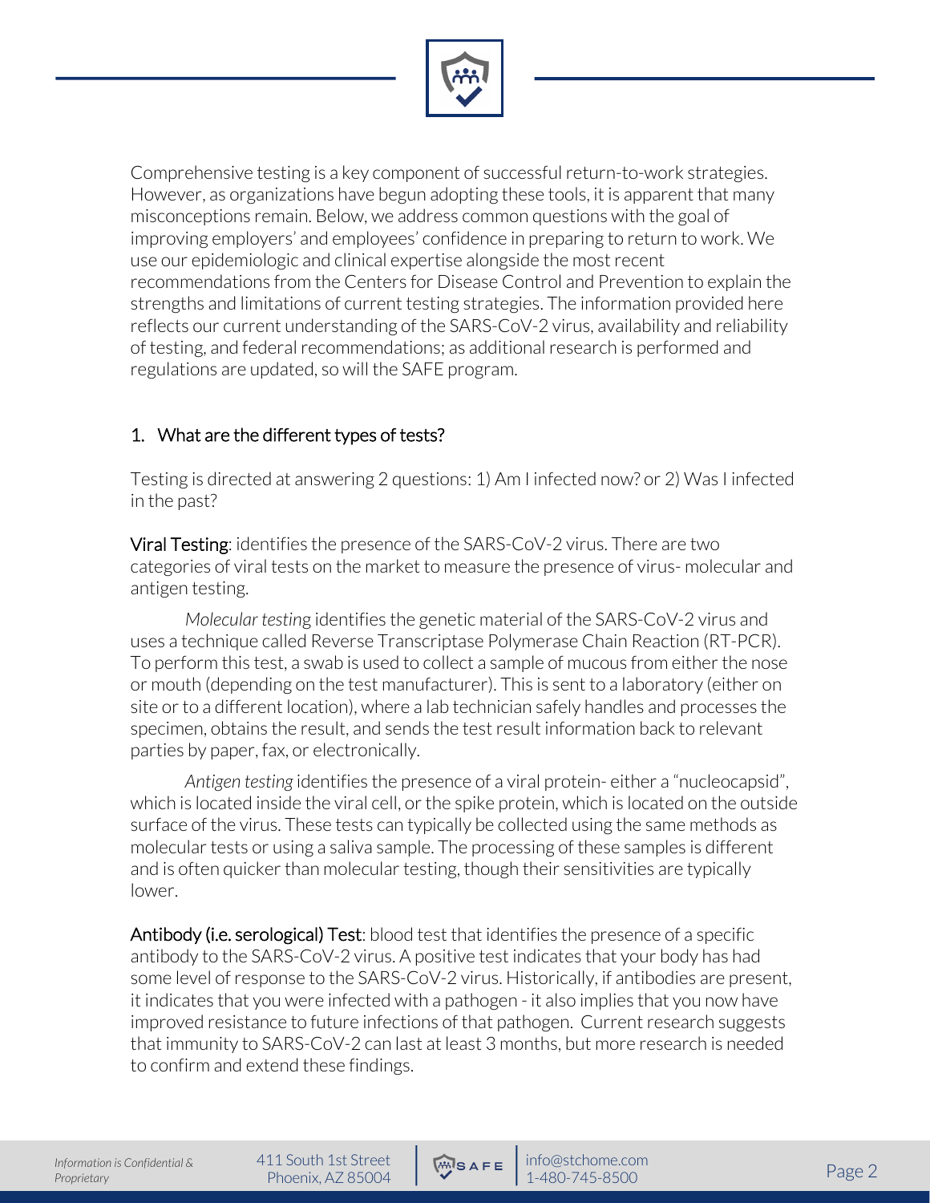Comprehensive testing is a key component of successful return-to-work strategies. However, as organizations have begun adopting these tools, it is apparent that many misconceptions remain. Below, we address common questions with the goal of improving employers' and employees' confidence in preparing to return to work. We use our epidemiologic and clinical expertise alongside the most recent recommendations from the Centers for Disease Control and Prevention to explain the strengths and limitations of current testing strategies. The information provided here reflects our current understanding of the SARS-CoV-2 virus, availability and reliability of testing, and federal recommendations; as additional research is performed and regulations are updated, so will the SAFE program.

## 1. What are the different types of tests?

Testing is directed at answering 2 questions: 1) Am I infected now? or 2) Was I infected in the past?

**Viral Testing**: identifies the presence of the SARS-CoV-2 virus. There are two categories of viral tests on the market to measure the presence of virus- molecular and antigen testing.

*Molecular testing* identifies the genetic material of the SARS-CoV-2 virus and uses a technique called Reverse Transcriptase Polymerase Chain Reaction (RT-PCR). To perform this test, a swab is used to collect a sample of mucous from either the nose or mouth (depending on the test manufacturer). This is sent to a laboratory (either on site or to a different location), where a lab technician safely handles and processes the specimen, obtains the result, and sends the test result information back to relevant parties by paper, fax, or electronically.

*Antigen testing* identifies the presence of a viral protein- either a "nucleocapsid", which is located inside the viral cell, or the spike protein, which is located on the outside surface of the virus. These tests can typically be collected using the same methods as molecular tests or using a saliva sample. The processing of these samples is different and is often quicker than molecular testing, though their sensitivities are typically lower.

**Antibody (i.e. serological) Test**: blood test that identifies the presence of a specific antibody to the SARS-CoV-2 virus. A positive test indicates that your body has had some level of response to the SARS-CoV-2 virus. Historically, if antibodies are present, it indicates that you were infected with a pathogen - it also implies that you now have improved resistance to future infections of that pathogen. Current research suggests that immunity to SARS-CoV-2 can last at least 3 months, but more research is needed to confirm and extend these findings.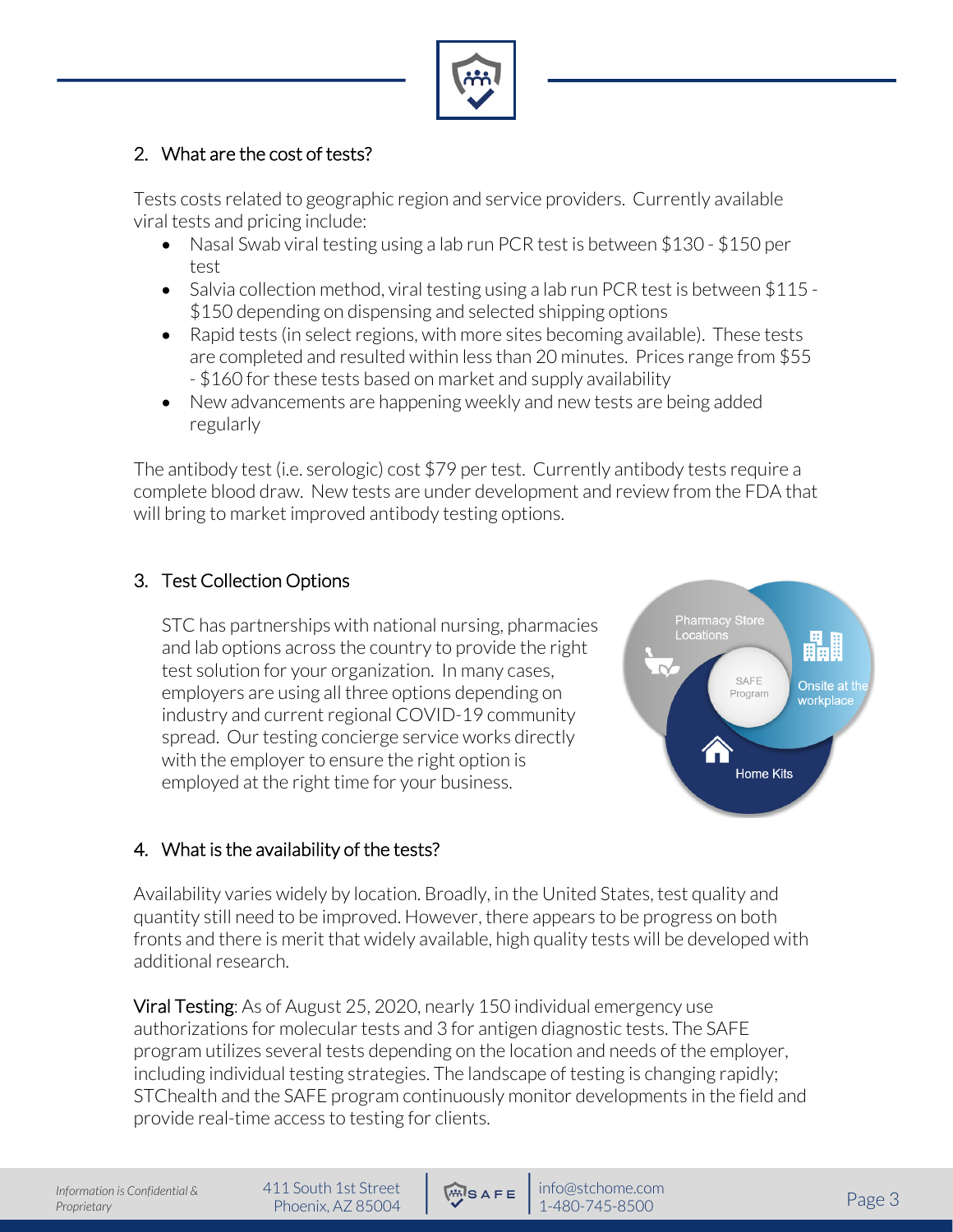## 2. What are the cost of tests?

Tests costs related to geographic region and service providers. Currently available viral tests and pricing include:

- Nasal Swab viral testing using a lab run PCR test is between $130 - $150 per test
- Salvia collection method, viral testing using a lab run PCR test is between $115 - $150 depending on dispensing and selected shipping options
- Rapid tests (in select regions, with more sites becoming available). These tests are completed and resulted within less than 20 minutes. Prices range from $55 - $160 for these tests based on market and supply availability
- New advancements are happening weekly and new tests are being added regularly

The antibody test (i.e. serologic) cost $79 per test. Currently antibody tests require a complete blood draw. New tests are under development and review from the FDA that will bring to market improved antibody testing options.

## 3. Test Collection Options

STC has partnerships with national nursing, pharmacies and lab options across the country to provide the right test solution for your organization. In many cases, employers are using all three options depending on industry and current regional COVID-19 community spread. Our testing concierge service works directly with the employer to ensure the right option is employed at the right time for your business.

Pharmacy Store Locations

Onsite at the workplace

Home Kits

SAFE Program

## 4. What is the availability of the tests?

Availability varies widely by location. Broadly, in the United States, test quality and quantity still need to be improved. However, there appears to be progress on both fronts and there is merit that widely available, high quality tests will be developed with additional research.

**Viral Testing**: As of August 25, 2020, nearly 150 individual emergency use authorizations for molecular tests and 3 for antigen diagnostic tests. The SAFE program utilizes several tests depending on the location and needs of the employer, including individual testing strategies. The landscape of testing is changing rapidly; STChealth and the SAFE program continuously monitor developments in the field and provide real-time access to testing for clients.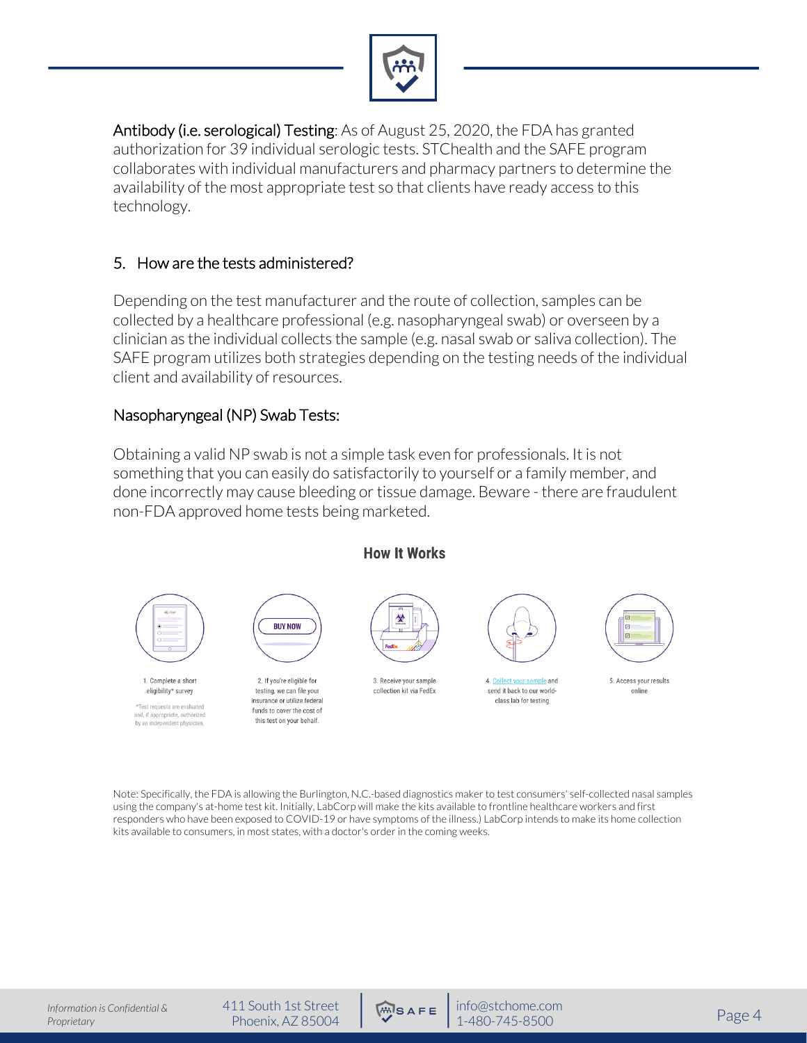**Antibody (i.e. serological) Testing**: As of August 25, 2020, the FDA has granted authorization for 39 individual serologic tests. STChealth and the SAFE program collaborates with individual manufacturers and pharmacy partners to determine the availability of the most appropriate test so that clients have ready access to this technology.

## 5. How are the tests administered?

Depending on the test manufacturer and the route of collection, samples can be collected by a healthcare professional (e.g. nasopharyngeal swab) or overseen by a clinician as the individual collects the sample (e.g. nasal swab or saliva collection). The SAFE program utilizes both strategies depending on the testing needs of the individual client and availability of resources.

### Nasopharyngeal (NP) Swab Tests:

Obtaining a valid NP swab is not a simple task even for professionals. It is not something that you can easily do satisfactorily to yourself or a family member, and done incorrectly may cause bleeding or tissue damage. Beware - there are fraudulent non-FDA approved home tests being marketed.

**How It Works**

1. Complete a short eligibility* survey
   *Test requests are evaluated and, if appropriate, authorized by an independent physician.
2. If you're eligible for testing, we can file your insurance or utilize federal funds to cover the cost of this test on your behalf.
3. Receive your sample collection kit via FedEx
4. Collect your sample and send it back to our world-class lab for testing
5. Access your results online

Note: Specifically, the FDA is allowing the Burlington, N.C.-based diagnostics maker to test consumers' self-collected nasal samples using the company's at-home test kit. Initially, LabCorp will make the kits available to frontline healthcare workers and first responders who have been exposed to COVID-19 or have symptoms of the illness.) LabCorp intends to make its home collection kits available to consumers, in most states, with a doctor's order in the coming weeks.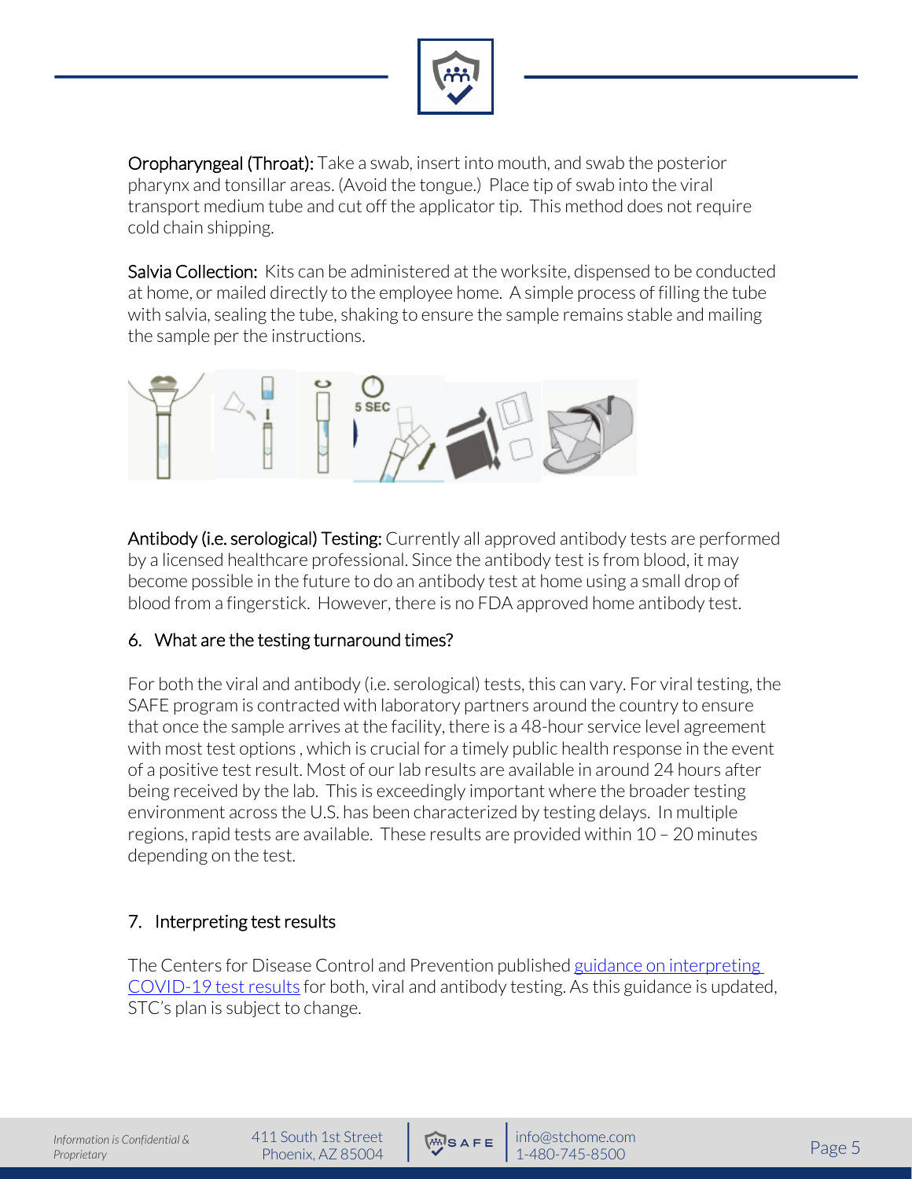**Oropharyngeal (Throat):** Take a swab, insert into mouth, and swab the posterior pharynx and tonsillar areas. (Avoid the tongue.) Place tip of swab into the viral transport medium tube and cut off the applicator tip. This method does not require cold chain shipping.

**Salvia Collection:** Kits can be administered at the worksite, dispensed to be conducted at home, or mailed directly to the employee home. A simple process of filling the tube with salvia, sealing the tube, shaking to ensure the sample remains stable and mailing the sample per the instructions.

**Antibody (i.e. serological) Testing:** Currently all approved antibody tests are performed by a licensed healthcare professional. Since the antibody test is from blood, it may become possible in the future to do an antibody test at home using a small drop of blood from a fingerstick. However, there is no FDA approved home antibody test.

## 6. What are the testing turnaround times?

For both the viral and antibody (i.e. serological) tests, this can vary. For viral testing, the SAFE program is contracted with laboratory partners around the country to ensure that once the sample arrives at the facility, there is a 48-hour service level agreement with most test options , which is crucial for a timely public health response in the event of a positive test result. Most of our lab results are available in around 24 hours after being received by the lab. This is exceedingly important where the broader testing environment across the U.S. has been characterized by testing delays. In multiple regions, rapid tests are available. These results are provided within 10 – 20 minutes depending on the test.

## 7. Interpreting test results

The Centers for Disease Control and Prevention published [guidance on interpreting COVID-19 test results]() for both, viral and antibody testing. As this guidance is updated, STC's plan is subject to change.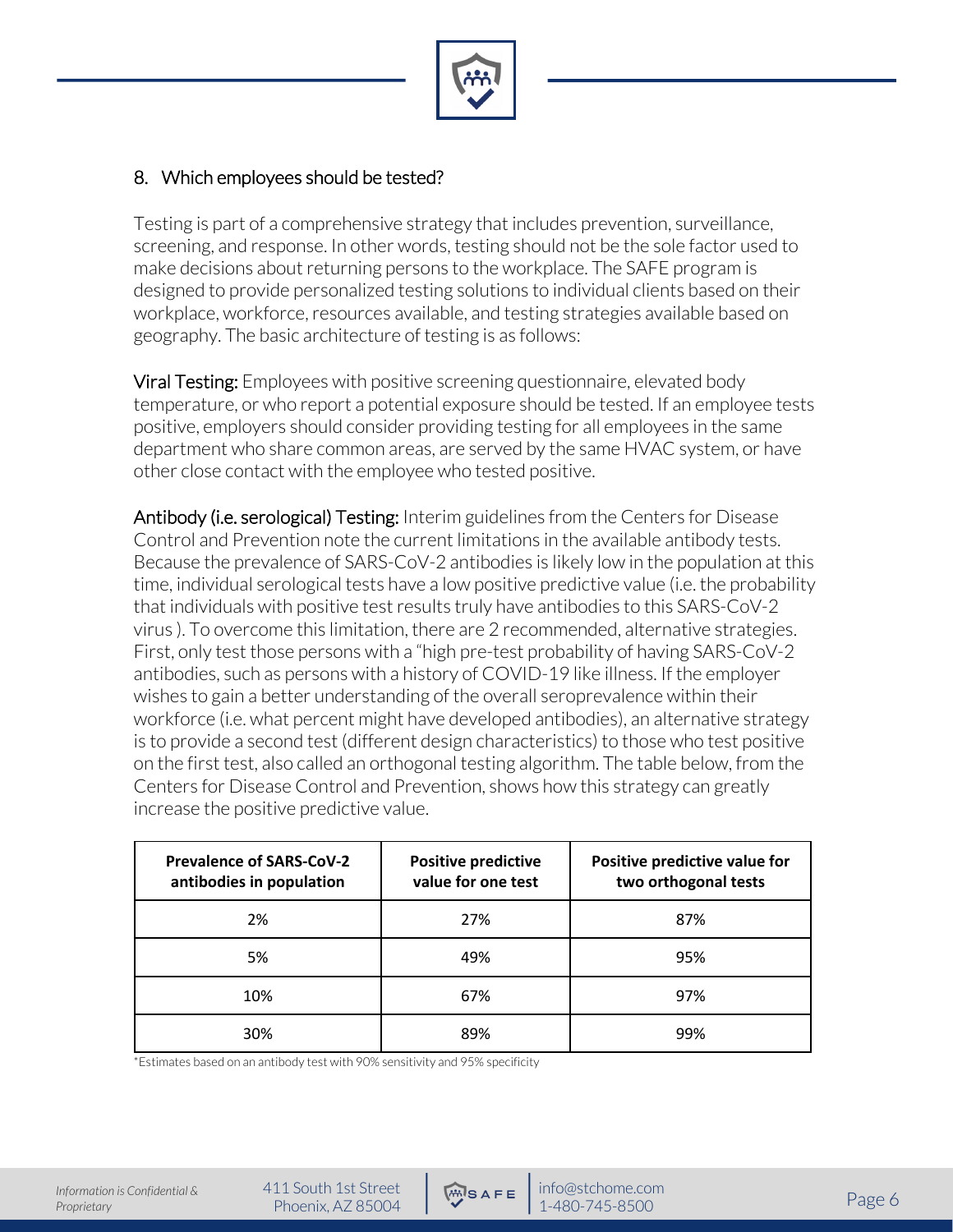## 8. Which employees should be tested?

Testing is part of a comprehensive strategy that includes prevention, surveillance, screening, and response. In other words, testing should not be the sole factor used to make decisions about returning persons to the workplace. The SAFE program is designed to provide personalized testing solutions to individual clients based on their workplace, workforce, resources available, and testing strategies available based on geography. The basic architecture of testing is as follows:

**Viral Testing:** Employees with positive screening questionnaire, elevated body temperature, or who report a potential exposure should be tested. If an employee tests positive, employers should consider providing testing for all employees in the same department who share common areas, are served by the same HVAC system, or have other close contact with the employee who tested positive.

**Antibody (i.e. serological) Testing:** Interim guidelines from the Centers for Disease Control and Prevention note the current limitations in the available antibody tests. Because the prevalence of SARS-CoV-2 antibodies is likely low in the population at this time, individual serological tests have a low positive predictive value (i.e. the probability that individuals with positive test results truly have antibodies to this SARS-CoV-2 virus ). To overcome this limitation, there are 2 recommended, alternative strategies. First, only test those persons with a "high pre-test probability of having SARS-CoV-2 antibodies, such as persons with a history of COVID-19 like illness. If the employer wishes to gain a better understanding of the overall seroprevalence within their workforce (i.e. what percent might have developed antibodies), an alternative strategy is to provide a second test (different design characteristics) to those who test positive on the first test, also called an orthogonal testing algorithm. The table below, from the Centers for Disease Control and Prevention, shows how this strategy can greatly increase the positive predictive value.

| Prevalence of SARS-CoV-2 antibodies in population | Positive predictive value for one test | Positive predictive value for two orthogonal tests |
|---|---|---|
| 2% | 27% | 87% |
| 5% | 49% | 95% |
| 10% | 67% | 97% |
| 30% | 89% | 99% |

*Estimates based on an antibody test with 90% sensitivity and 95% specificity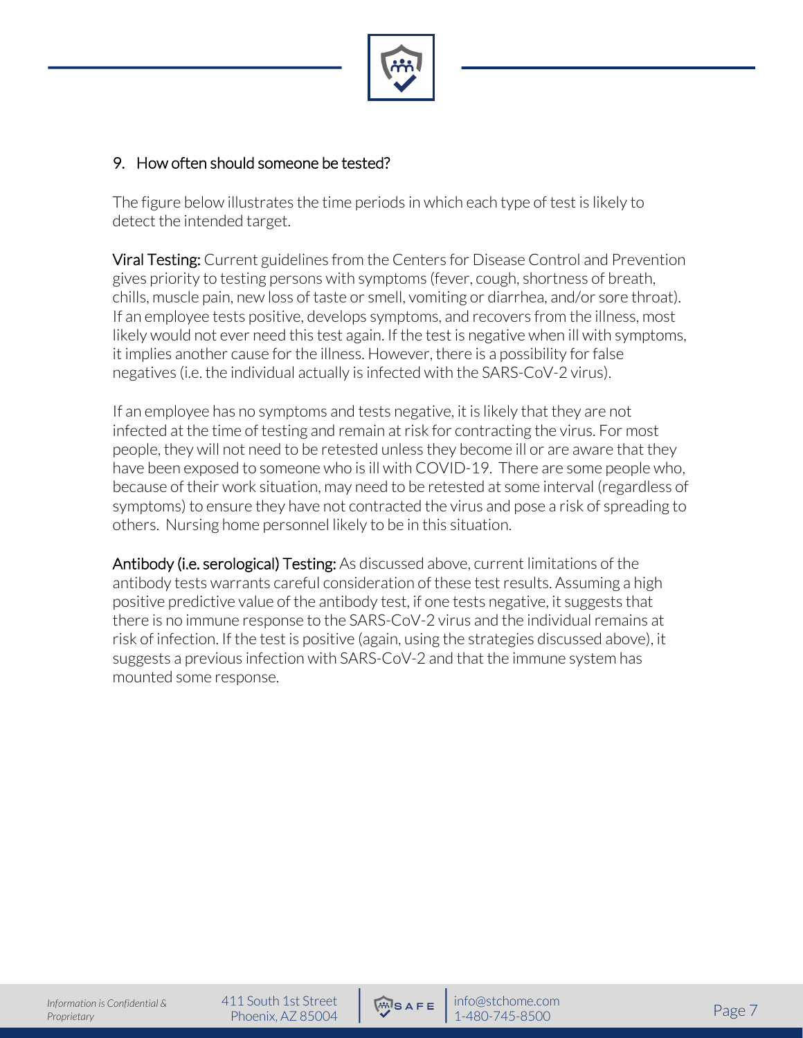## 9. How often should someone be tested?

The figure below illustrates the time periods in which each type of test is likely to detect the intended target.

**Viral Testing:** Current guidelines from the Centers for Disease Control and Prevention gives priority to testing persons with symptoms (fever, cough, shortness of breath, chills, muscle pain, new loss of taste or smell, vomiting or diarrhea, and/or sore throat). If an employee tests positive, develops symptoms, and recovers from the illness, most likely would not ever need this test again. If the test is negative when ill with symptoms, it implies another cause for the illness. However, there is a possibility for false negatives (i.e. the individual actually is infected with the SARS-CoV-2 virus).

If an employee has no symptoms and tests negative, it is likely that they are not infected at the time of testing and remain at risk for contracting the virus. For most people, they will not need to be retested unless they become ill or are aware that they have been exposed to someone who is ill with COVID-19. There are some people who, because of their work situation, may need to be retested at some interval (regardless of symptoms) to ensure they have not contracted the virus and pose a risk of spreading to others. Nursing home personnel likely to be in this situation.

**Antibody (i.e. serological) Testing:** As discussed above, current limitations of the antibody tests warrants careful consideration of these test results. Assuming a high positive predictive value of the antibody test, if one tests negative, it suggests that there is no immune response to the SARS-CoV-2 virus and the individual remains at risk of infection. If the test is positive (again, using the strategies discussed above), it suggests a previous infection with SARS-CoV-2 and that the immune system has mounted some response.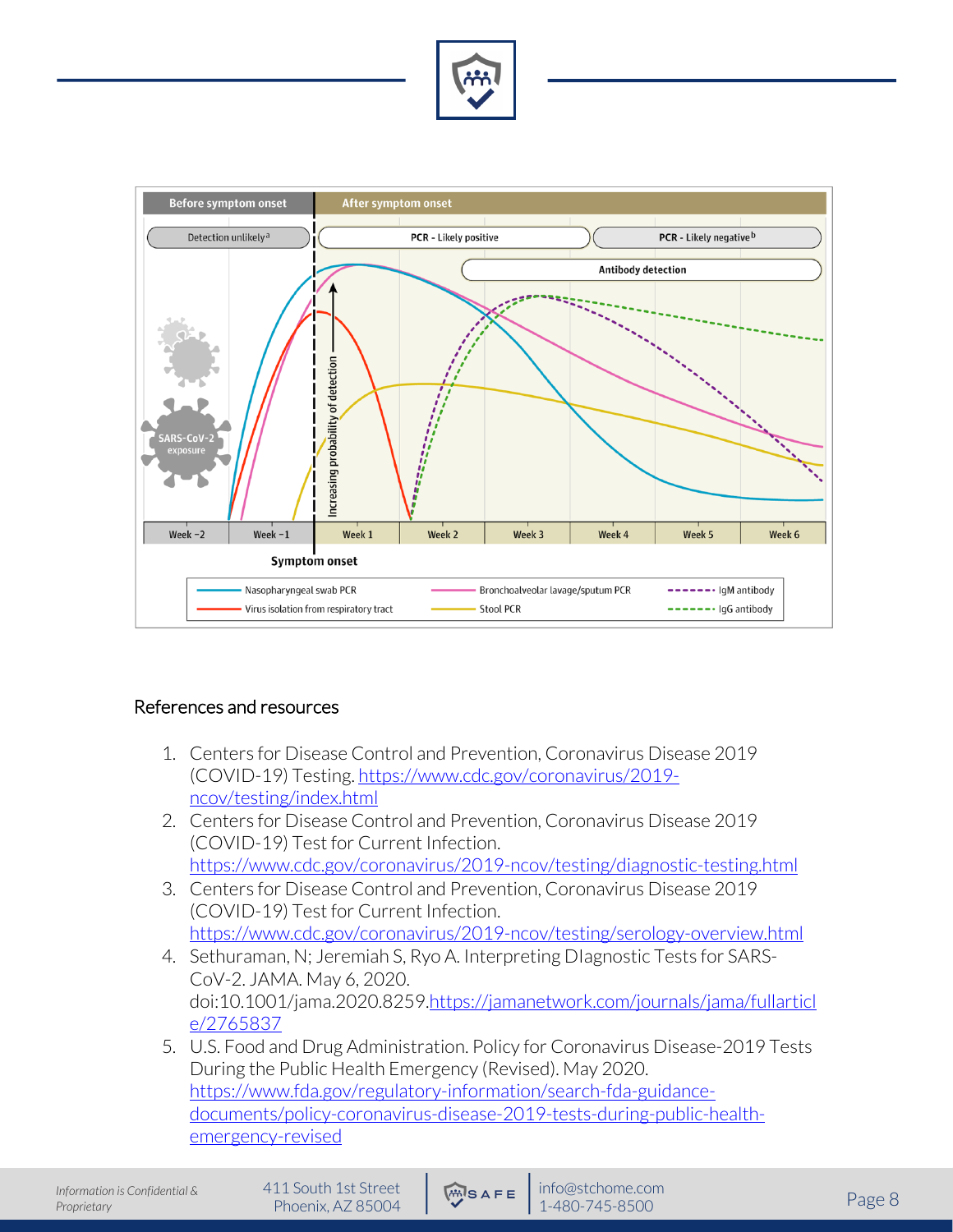Before symptom onset

After symptom onset

Detection unlikely[a]

PCR - Likely positive

PCR - Likely negative[b]

Antibody detection

SARS-CoV-2 exposure

Increasing probability of detection

Week −2

Week −1

Week 1

Week 2

Week 3

Week 4

Week 5

Week 6

Symptom onset

Nasopharyngeal swab PCR

Virus isolation from respiratory tract

Bronchoalveolar lavage/sputum PCR

Stool PCR

IgM antibody

IgG antibody

## References and resources

1. Centers for Disease Control and Prevention, Coronavirus Disease 2019 (COVID-19) Testing. https://www.cdc.gov/coronavirus/2019-ncov/testing/index.html
2. Centers for Disease Control and Prevention, Coronavirus Disease 2019 (COVID-19) Test for Current Infection. https://www.cdc.gov/coronavirus/2019-ncov/testing/diagnostic-testing.html
3. Centers for Disease Control and Prevention, Coronavirus Disease 2019 (COVID-19) Test for Current Infection. https://www.cdc.gov/coronavirus/2019-ncov/testing/serology-overview.html
4. Sethuraman, N; Jeremiah S, Ryo A. Interpreting DIagnostic Tests for SARS-CoV-2. JAMA. May 6, 2020. doi:10.1001/jama.2020.8259.https://jamanetwork.com/journals/jama/fullarticle/2765837
5. U.S. Food and Drug Administration. Policy for Coronavirus Disease-2019 Tests During the Public Health Emergency (Revised). May 2020. https://www.fda.gov/regulatory-information/search-fda-guidance-documents/policy-coronavirus-disease-2019-tests-during-public-health-emergency-revised